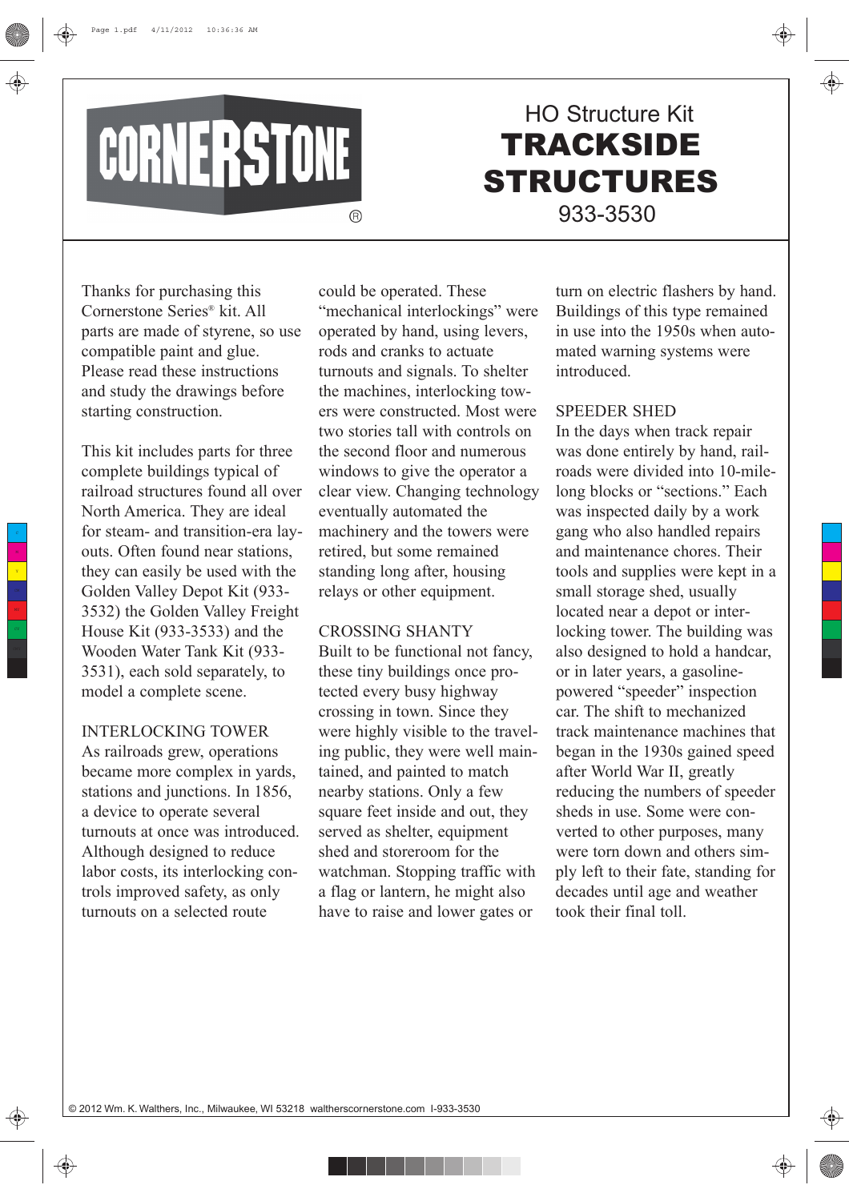CORNERSTONE®

# HO Structure Kit
# TRACKSIDE STRUCTURES
933-3530

Thanks for purchasing this Cornerstone Series® kit. All parts are made of styrene, so use compatible paint and glue. Please read these instructions and study the drawings before starting construction.

This kit includes parts for three complete buildings typical of railroad structures found all over North America. They are ideal for steam- and transition-era layouts. Often found near stations, they can easily be used with the Golden Valley Depot Kit (933-3532) the Golden Valley Freight House Kit (933-3533) and the Wooden Water Tank Kit (933-3531), each sold separately, to model a complete scene.

## INTERLOCKING TOWER

As railroads grew, operations became more complex in yards, stations and junctions. In 1856, a device to operate several turnouts at once was introduced. Although designed to reduce labor costs, its interlocking controls improved safety, as only turnouts on a selected route could be operated. These "mechanical interlockings" were operated by hand, using levers, rods and cranks to actuate turnouts and signals. To shelter the machines, interlocking towers were constructed. Most were two stories tall with controls on the second floor and numerous windows to give the operator a clear view. Changing technology eventually automated the machinery and the towers were retired, but some remained standing long after, housing relays or other equipment.

## CROSSING SHANTY

Built to be functional not fancy, these tiny buildings once protected every busy highway crossing in town. Since they were highly visible to the traveling public, they were well maintained, and painted to match nearby stations. Only a few square feet inside and out, they served as shelter, equipment shed and storeroom for the watchman. Stopping traffic with a flag or lantern, he might also have to raise and lower gates or turn on electric flashers by hand. Buildings of this type remained in use into the 1950s when automated warning systems were introduced.

## SPEEDER SHED

In the days when track repair was done entirely by hand, railroads were divided into 10-mile-long blocks or "sections." Each was inspected daily by a work gang who also handled repairs and maintenance chores. Their tools and supplies were kept in a small storage shed, usually located near a depot or interlocking tower. The building was also designed to hold a handcar, or in later years, a gasoline-powered "speeder" inspection car. The shift to mechanized track maintenance machines that began in the 1930s gained speed after World War II, greatly reducing the numbers of speeder sheds in use. Some were converted to other purposes, many were torn down and others simply left to their fate, standing for decades until age and weather took their final toll.

© 2012 Wm. K. Walthers, Inc., Milwaukee, WI 53218 waltherscornerstone.com I-933-3530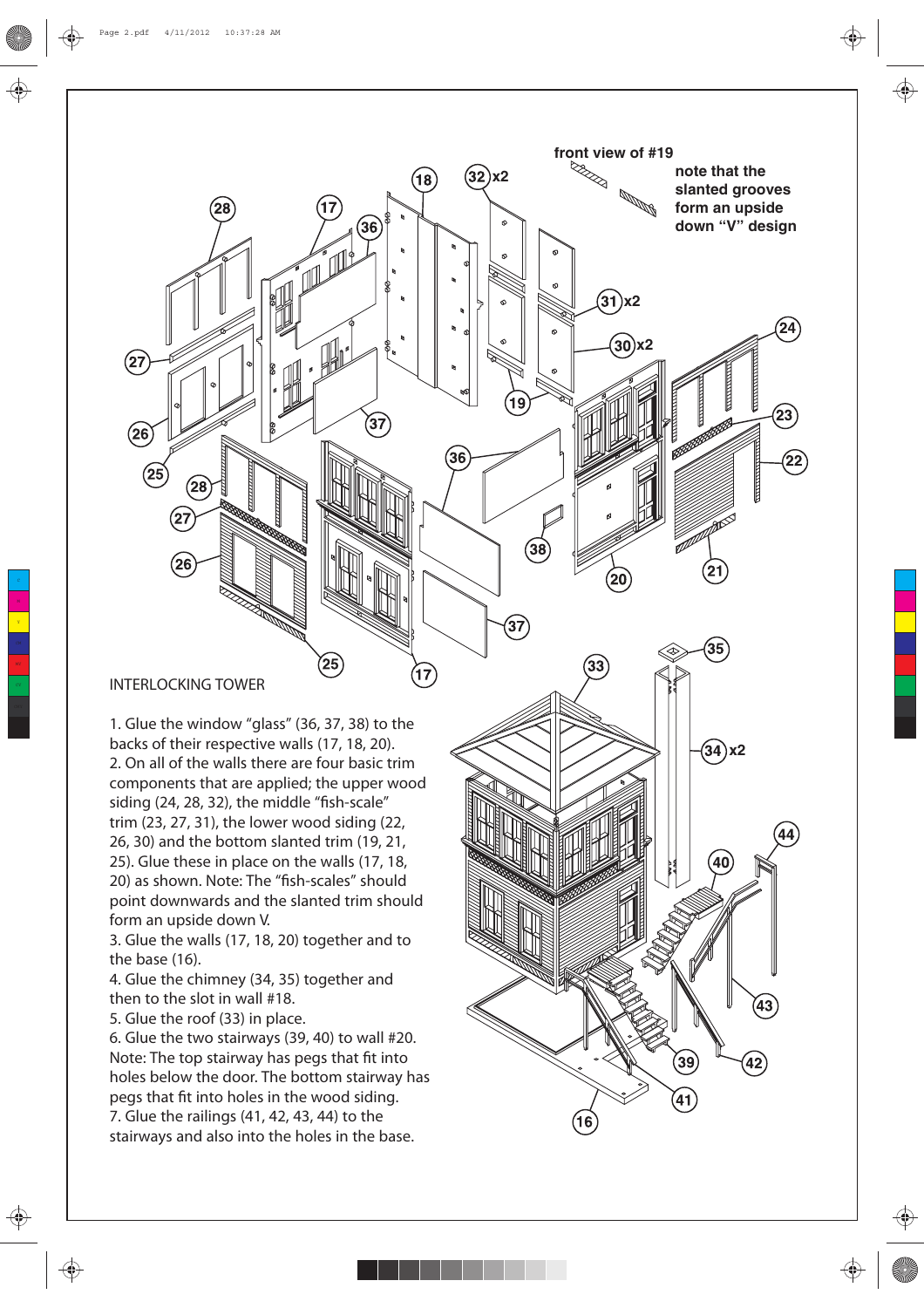front view of #19

note that the slanted grooves form an upside down "V" design

## INTERLOCKING TOWER

1. Glue the window "glass" (36, 37, 38) to the backs of their respective walls (17, 18, 20).
2. On all of the walls there are four basic trim components that are applied; the upper wood siding (24, 28, 32), the middle "fish-scale" trim (23, 27, 31), the lower wood siding (22, 26, 30) and the bottom slanted trim (19, 21, 25). Glue these in place on the walls (17, 18, 20) as shown. Note: The "fish-scales" should point downwards and the slanted trim should form an upside down V.
3. Glue the walls (17, 18, 20) together and to the base (16).
4. Glue the chimney (34, 35) together and then to the slot in wall #18.
5. Glue the roof (33) in place.
6. Glue the two stairways (39, 40) to wall #20. Note: The top stairway has pegs that fit into holes below the door. The bottom stairway has pegs that fit into holes in the wood siding.
7. Glue the railings (41, 42, 43, 44) to the stairways and also into the holes in the base.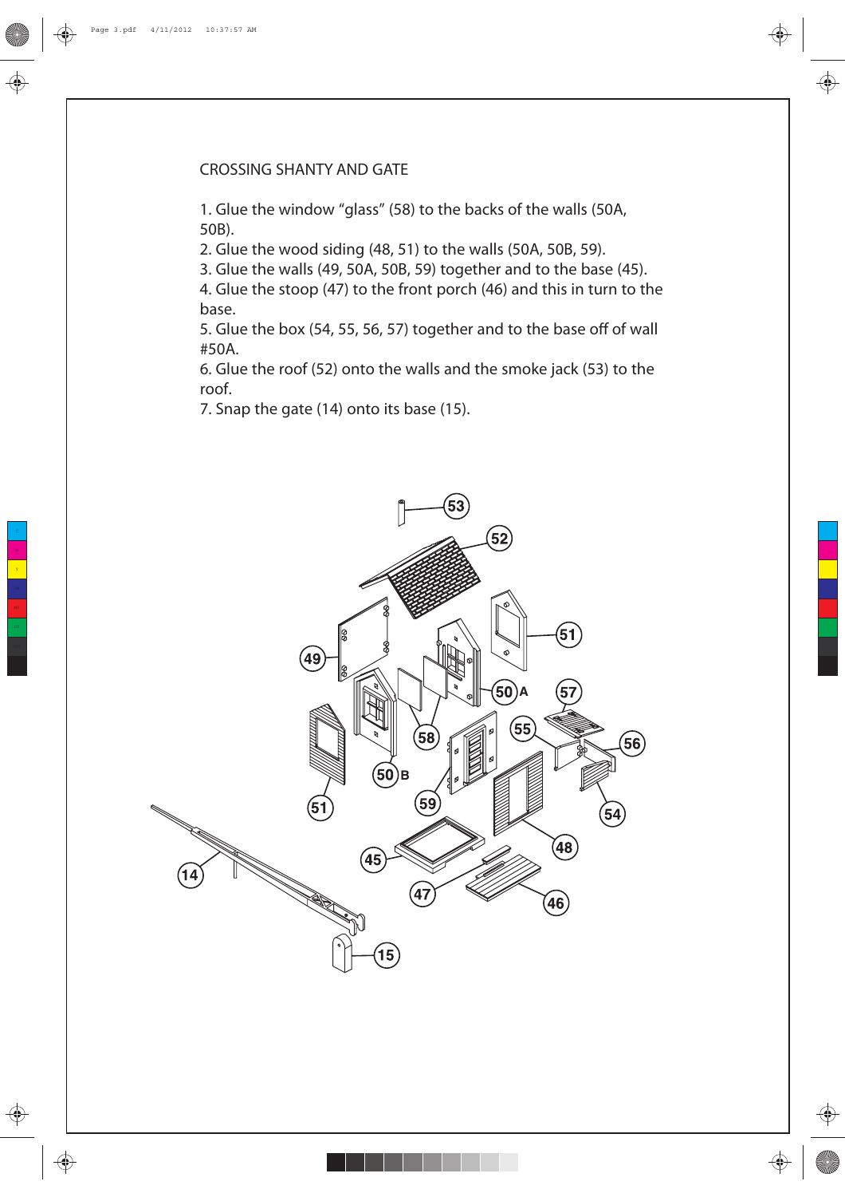## CROSSING SHANTY AND GATE

1. Glue the window "glass" (58) to the backs of the walls (50A, 50B).
2. Glue the wood siding (48, 51) to the walls (50A, 50B, 59).
3. Glue the walls (49, 50A, 50B, 59) together and to the base (45).
4. Glue the stoop (47) to the front porch (46) and this in turn to the base.
5. Glue the box (54, 55, 56, 57) together and to the base off of wall #50A.
6. Glue the roof (52) onto the walls and the smoke jack (53) to the roof.
7. Snap the gate (14) onto its base (15).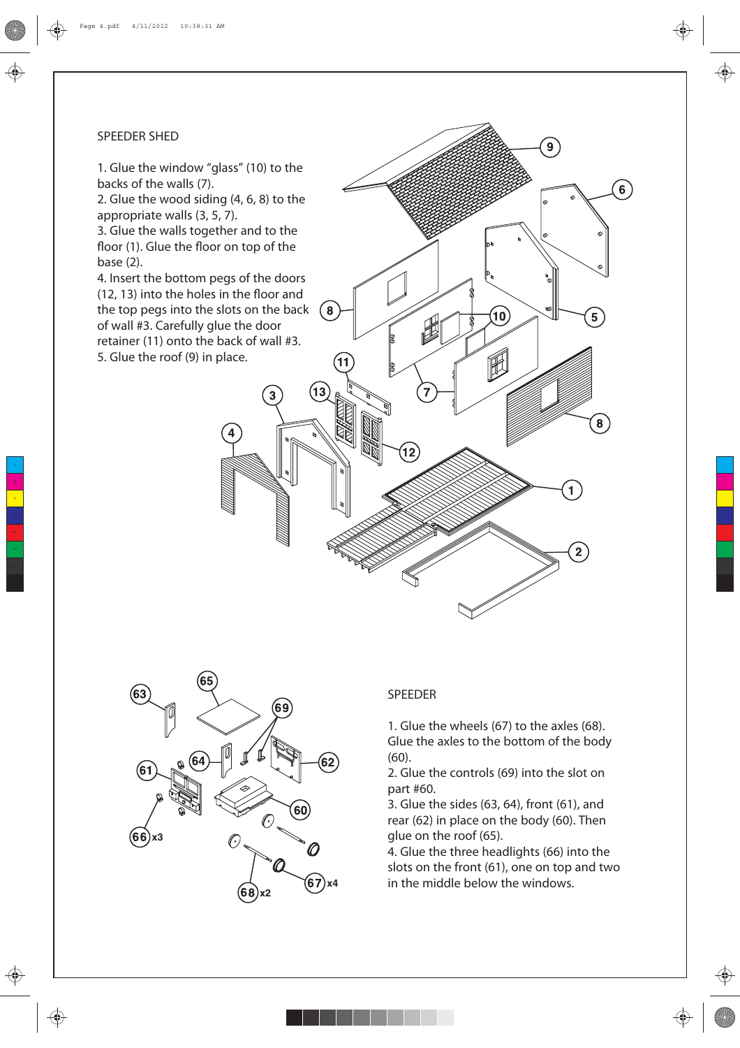## SPEEDER SHED

1. Glue the window "glass" (10) to the backs of the walls (7).
2. Glue the wood siding (4, 6, 8) to the appropriate walls (3, 5, 7).
3. Glue the walls together and to the floor (1). Glue the floor on top of the base (2).
4. Insert the bottom pegs of the doors (12, 13) into the holes in the floor and the top pegs into the slots on the back of wall #3. Carefully glue the door retainer (11) onto the back of wall #3.
5. Glue the roof (9) in place.

## SPEEDER

1. Glue the wheels (67) to the axles (68). Glue the axles to the bottom of the body (60).
2. Glue the controls (69) into the slot on part #60.
3. Glue the sides (63, 64), front (61), and rear (62) in place on the body (60). Then glue on the roof (65).
4. Glue the three headlights (66) into the slots on the front (61), one on top and two in the middle below the windows.